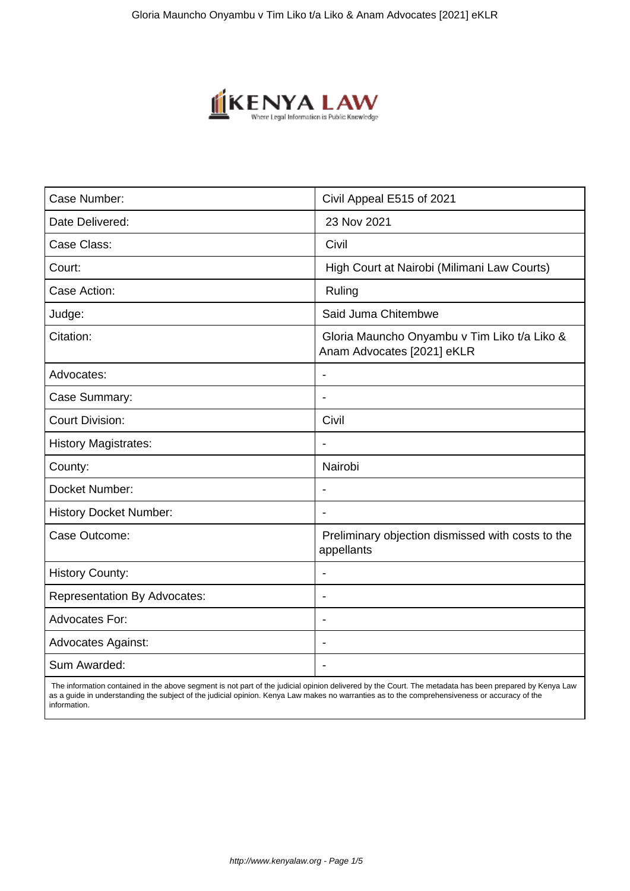| Case Number: | Civil Appeal E515 of 2021 |
|---|---|
| Date Delivered: | 23 Nov 2021 |
| Case Class: | Civil |
| Court: | High Court at Nairobi (Milimani Law Courts) |
| Case Action: | Ruling |
| Judge: | Said Juma Chitembwe |
| Citation: | Gloria Mauncho Onyambu v Tim Liko t/a Liko & Anam Advocates [2021] eKLR |
| Advocates: | - |
| Case Summary: | - |
| Court Division: | Civil |
| History Magistrates: | - |
| County: | Nairobi |
| Docket Number: | - |
| History Docket Number: | - |
| Case Outcome: | Preliminary objection dismissed with costs to the appellants |
| History County: | - |
| Representation By Advocates: | - |
| Advocates For: | - |
| Advocates Against: | - |
| Sum Awarded: | - |

The information contained in the above segment is not part of the judicial opinion delivered by the Court. The metadata has been prepared by Kenya Law as a guide in understanding the subject of the judicial opinion. Kenya Law makes no warranties as to the comprehensiveness or accuracy of the information.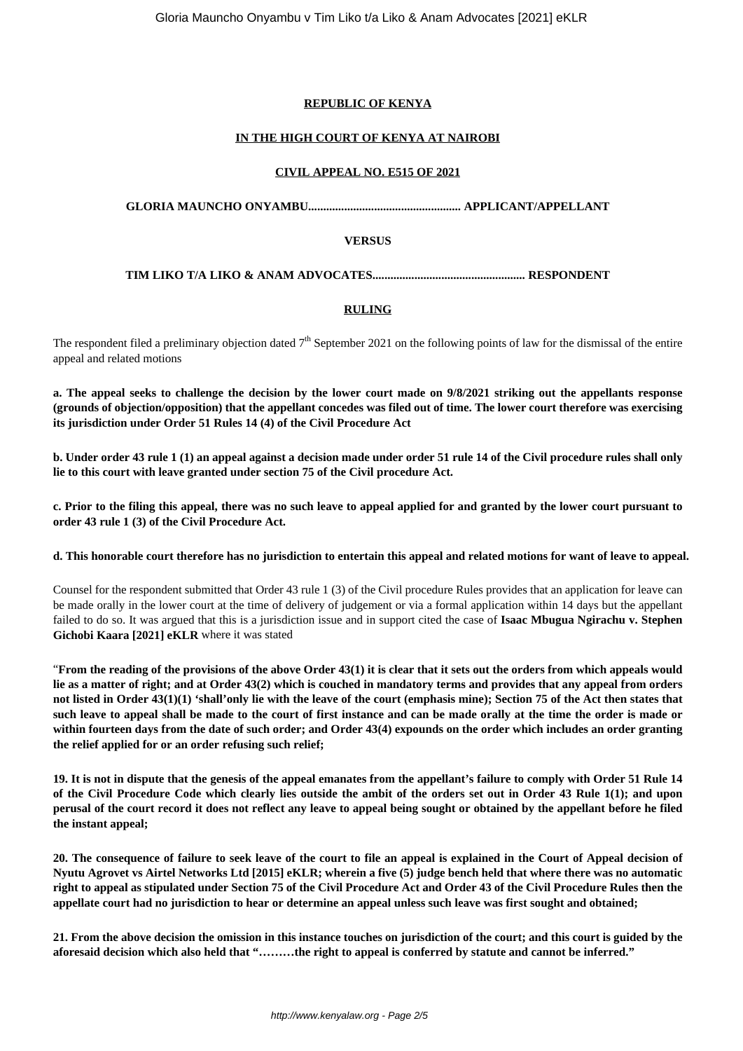**REPUBLIC OF KENYA**

**IN THE HIGH COURT OF KENYA AT NAIROBI**

**CIVIL APPEAL NO. E515 OF 2021**

**GLORIA MAUNCHO ONYAMBU................................................. APPLICANT/APPELLANT**

**VERSUS**

**TIM LIKO T/A LIKO & ANAM ADVOCATES.................................................. RESPONDENT**

**RULING**

The respondent filed a preliminary objection dated 7th September 2021 on the following points of law for the dismissal of the entire appeal and related motions

**a. The appeal seeks to challenge the decision by the lower court made on 9/8/2021 striking out the appellants response (grounds of objection/opposition) that the appellant concedes was filed out of time. The lower court therefore was exercising its jurisdiction under Order 51 Rules 14 (4) of the Civil Procedure Act**

**b. Under order 43 rule 1 (1) an appeal against a decision made under order 51 rule 14 of the Civil procedure rules shall only lie to this court with leave granted under section 75 of the Civil procedure Act.**

**c. Prior to the filing this appeal, there was no such leave to appeal applied for and granted by the lower court pursuant to order 43 rule 1 (3) of the Civil Procedure Act.**

**d. This honorable court therefore has no jurisdiction to entertain this appeal and related motions for want of leave to appeal.**

Counsel for the respondent submitted that Order 43 rule 1 (3) of the Civil procedure Rules provides that an application for leave can be made orally in the lower court at the time of delivery of judgement or via a formal application within 14 days but the appellant failed to do so. It was argued that this is a jurisdiction issue and in support cited the case of **Isaac Mbugua Ngirachu v. Stephen Gichobi Kaara [2021] eKLR** where it was stated

"**From the reading of the provisions of the above Order 43(1) it is clear that it sets out the orders from which appeals would lie as a matter of right; and at Order 43(2) which is couched in mandatory terms and provides that any appeal from orders not listed in Order 43(1)(1) 'shall'only lie with the leave of the court (emphasis mine); Section 75 of the Act then states that such leave to appeal shall be made to the court of first instance and can be made orally at the time the order is made or within fourteen days from the date of such order; and Order 43(4) expounds on the order which includes an order granting the relief applied for or an order refusing such relief;**

**19. It is not in dispute that the genesis of the appeal emanates from the appellant's failure to comply with Order 51 Rule 14 of the Civil Procedure Code which clearly lies outside the ambit of the orders set out in Order 43 Rule 1(1); and upon perusal of the court record it does not reflect any leave to appeal being sought or obtained by the appellant before he filed the instant appeal;**

**20. The consequence of failure to seek leave of the court to file an appeal is explained in the Court of Appeal decision of Nyutu Agrovet vs Airtel Networks Ltd [2015] eKLR; wherein a five (5) judge bench held that where there was no automatic right to appeal as stipulated under Section 75 of the Civil Procedure Act and Order 43 of the Civil Procedure Rules then the appellate court had no jurisdiction to hear or determine an appeal unless such leave was first sought and obtained;**

**21. From the above decision the omission in this instance touches on jurisdiction of the court; and this court is guided by the aforesaid decision which also held that "………the right to appeal is conferred by statute and cannot be inferred."**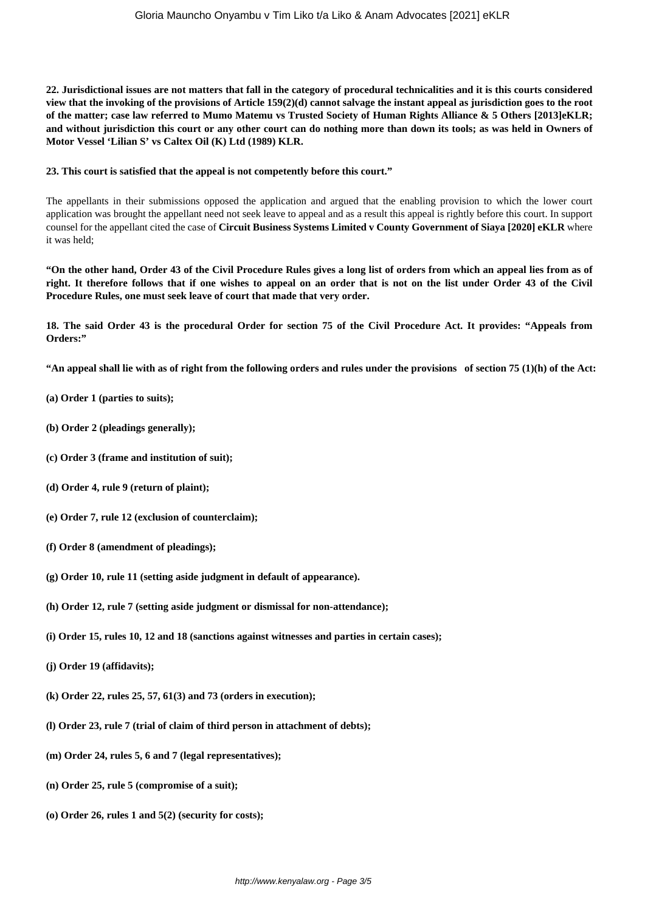**22. Jurisdictional issues are not matters that fall in the category of procedural technicalities and it is this courts considered view that the invoking of the provisions of Article 159(2)(d) cannot salvage the instant appeal as jurisdiction goes to the root of the matter; case law referred to Mumo Matemu vs Trusted Society of Human Rights Alliance & 5 Others [2013]eKLR; and without jurisdiction this court or any other court can do nothing more than down its tools; as was held in Owners of Motor Vessel 'Lilian S' vs Caltex Oil (K) Ltd (1989) KLR.**

**23. This court is satisfied that the appeal is not competently before this court."**

The appellants in their submissions opposed the application and argued that the enabling provision to which the lower court application was brought the appellant need not seek leave to appeal and as a result this appeal is rightly before this court. In support counsel for the appellant cited the case of **Circuit Business Systems Limited v County Government of Siaya [2020] eKLR** where it was held;

**"On the other hand, Order 43 of the Civil Procedure Rules gives a long list of orders from which an appeal lies from as of right. It therefore follows that if one wishes to appeal on an order that is not on the list under Order 43 of the Civil Procedure Rules, one must seek leave of court that made that very order.**

**18. The said Order 43 is the procedural Order for section 75 of the Civil Procedure Act. It provides: "Appeals from Orders:"**

**"An appeal shall lie with as of right from the following orders and rules under the provisions of section 75 (1)(h) of the Act:**

**(a) Order 1 (parties to suits);**

**(b) Order 2 (pleadings generally);**

**(c) Order 3 (frame and institution of suit);**

**(d) Order 4, rule 9 (return of plaint);**

**(e) Order 7, rule 12 (exclusion of counterclaim);**

**(f) Order 8 (amendment of pleadings);**

**(g) Order 10, rule 11 (setting aside judgment in default of appearance).**

**(h) Order 12, rule 7 (setting aside judgment or dismissal for non-attendance);**

**(i) Order 15, rules 10, 12 and 18 (sanctions against witnesses and parties in certain cases);**

**(j) Order 19 (affidavits);**

**(k) Order 22, rules 25, 57, 61(3) and 73 (orders in execution);**

**(l) Order 23, rule 7 (trial of claim of third person in attachment of debts);**

**(m) Order 24, rules 5, 6 and 7 (legal representatives);**

**(n) Order 25, rule 5 (compromise of a suit);**

**(o) Order 26, rules 1 and 5(2) (security for costs);**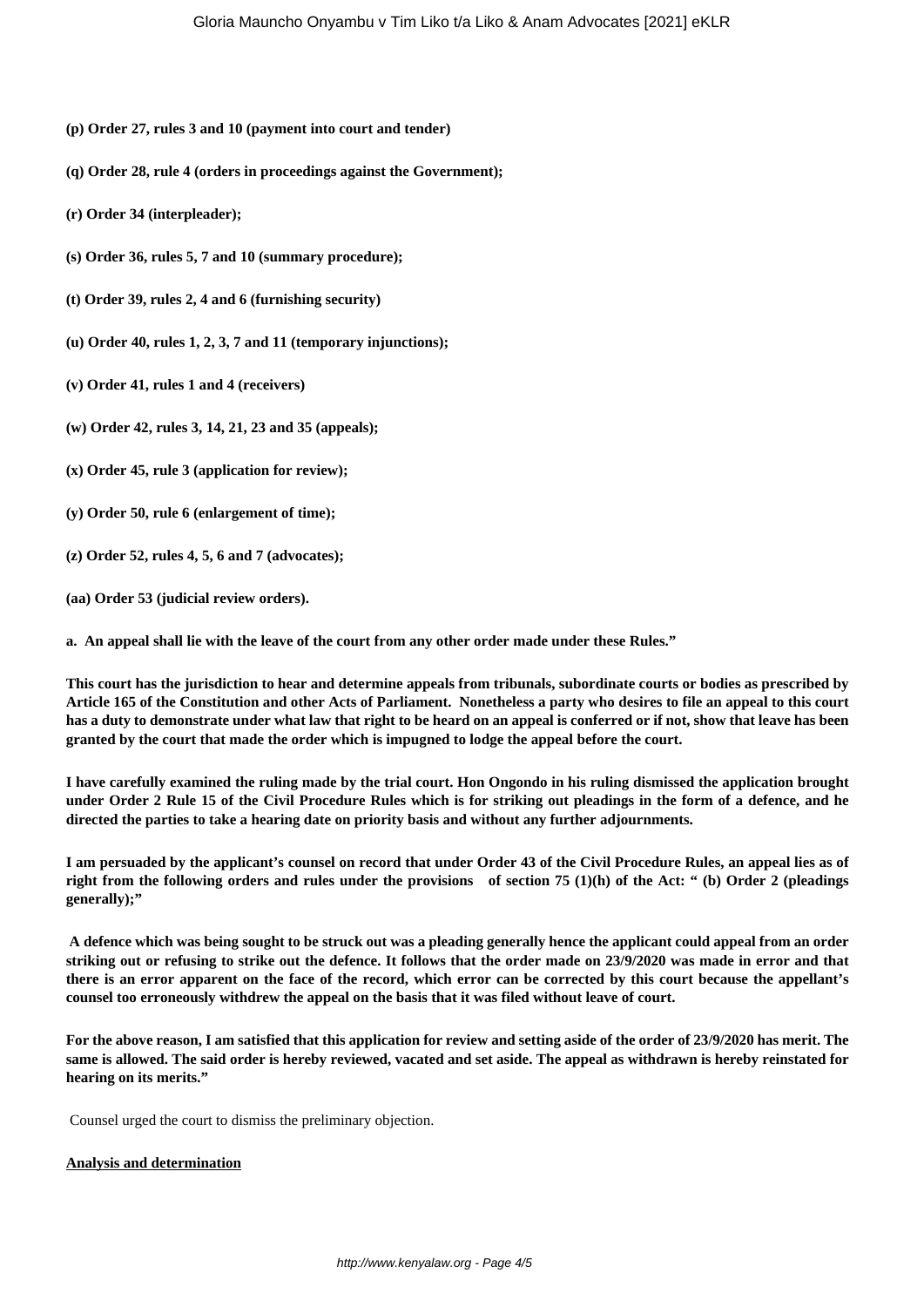**(p) Order 27, rules 3 and 10 (payment into court and tender)**

**(q) Order 28, rule 4 (orders in proceedings against the Government);**

**(r) Order 34 (interpleader);**

**(s) Order 36, rules 5, 7 and 10 (summary procedure);**

**(t) Order 39, rules 2, 4 and 6 (furnishing security)**

**(u) Order 40, rules 1, 2, 3, 7 and 11 (temporary injunctions);**

**(v) Order 41, rules 1 and 4 (receivers)**

**(w) Order 42, rules 3, 14, 21, 23 and 35 (appeals);**

**(x) Order 45, rule 3 (application for review);**

**(y) Order 50, rule 6 (enlargement of time);**

**(z) Order 52, rules 4, 5, 6 and 7 (advocates);**

**(aa) Order 53 (judicial review orders).**

**a. An appeal shall lie with the leave of the court from any other order made under these Rules."**

**This court has the jurisdiction to hear and determine appeals from tribunals, subordinate courts or bodies as prescribed by Article 165 of the Constitution and other Acts of Parliament. Nonetheless a party who desires to file an appeal to this court has a duty to demonstrate under what law that right to be heard on an appeal is conferred or if not, show that leave has been granted by the court that made the order which is impugned to lodge the appeal before the court.**

**I have carefully examined the ruling made by the trial court. Hon Ongondo in his ruling dismissed the application brought under Order 2 Rule 15 of the Civil Procedure Rules which is for striking out pleadings in the form of a defence, and he directed the parties to take a hearing date on priority basis and without any further adjournments.**

**I am persuaded by the applicant's counsel on record that under Order 43 of the Civil Procedure Rules, an appeal lies as of right from the following orders and rules under the provisions of section 75 (1)(h) of the Act: " (b) Order 2 (pleadings generally);"**

**A defence which was being sought to be struck out was a pleading generally hence the applicant could appeal from an order striking out or refusing to strike out the defence. It follows that the order made on 23/9/2020 was made in error and that there is an error apparent on the face of the record, which error can be corrected by this court because the appellant's counsel too erroneously withdrew the appeal on the basis that it was filed without leave of court.**

**For the above reason, I am satisfied that this application for review and setting aside of the order of 23/9/2020 has merit. The same is allowed. The said order is hereby reviewed, vacated and set aside. The appeal as withdrawn is hereby reinstated for hearing on its merits."**

Counsel urged the court to dismiss the preliminary objection.

**Analysis and determination**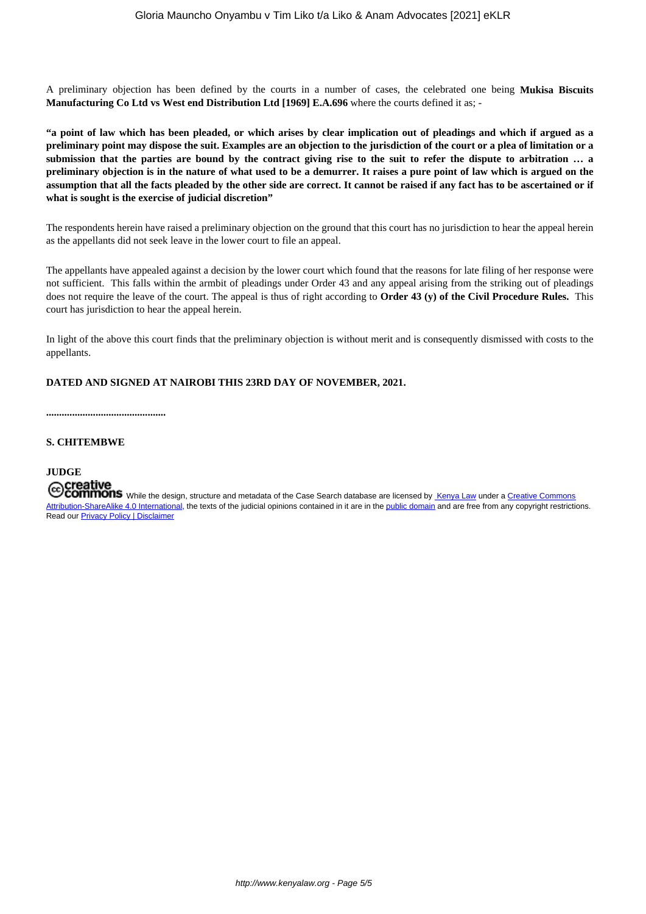A preliminary objection has been defined by the courts in a number of cases, the celebrated one being **Mukisa Biscuits Manufacturing Co Ltd vs West end Distribution Ltd [1969] E.A.696** where the courts defined it as; -

**"a point of law which has been pleaded, or which arises by clear implication out of pleadings and which if argued as a preliminary point may dispose the suit. Examples are an objection to the jurisdiction of the court or a plea of limitation or a submission that the parties are bound by the contract giving rise to the suit to refer the dispute to arbitration … a preliminary objection is in the nature of what used to be a demurrer. It raises a pure point of law which is argued on the assumption that all the facts pleaded by the other side are correct. It cannot be raised if any fact has to be ascertained or if what is sought is the exercise of judicial discretion"**

The respondents herein have raised a preliminary objection on the ground that this court has no jurisdiction to hear the appeal herein as the appellants did not seek leave in the lower court to file an appeal.

The appellants have appealed against a decision by the lower court which found that the reasons for late filing of her response were not sufficient. This falls within the armbit of pleadings under Order 43 and any appeal arising from the striking out of pleadings does not require the leave of the court. The appeal is thus of right according to **Order 43 (y) of the Civil Procedure Rules.** This court has jurisdiction to hear the appeal herein.

In light of the above this court finds that the preliminary objection is without merit and is consequently dismissed with costs to the appellants.

**DATED AND SIGNED AT NAIROBI THIS 23RD DAY OF NOVEMBER, 2021.**

**.............................................**

**S. CHITEMBWE**

**JUDGE**

While the design, structure and metadata of the Case Search database are licensed by Kenya Law under a Creative Commons Attribution-ShareAlike 4.0 International, the texts of the judicial opinions contained in it are in the public domain and are free from any copyright restrictions. Read our Privacy Policy | Disclaimer